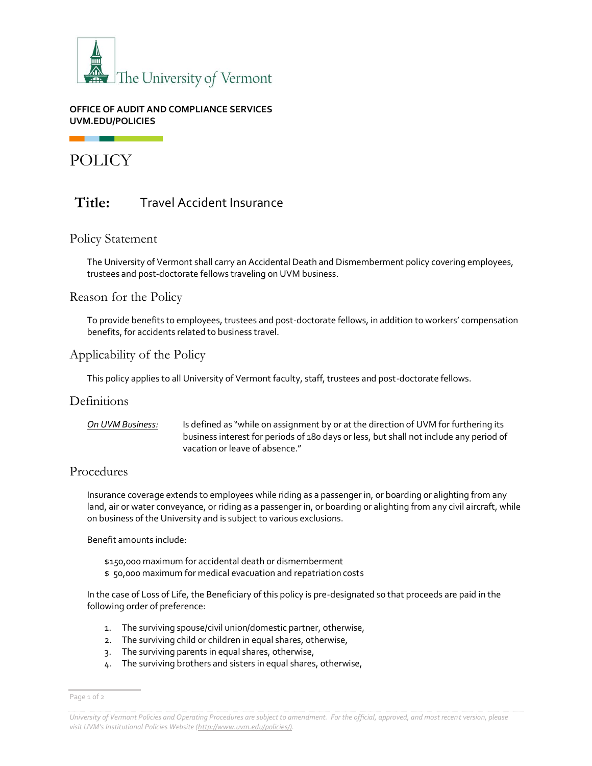OFFICE OF AUDIT AND COMPLIANCE SERVICES
UVM.EDU/POLICIES

# POLICY

## Title: Travel Accident Insurance

### Policy Statement

The University of Vermont shall carry an Accidental Death and Dismemberment policy covering employees, trustees and post-doctorate fellows traveling on UVM business.

### Reason for the Policy

To provide benefits to employees, trustees and post-doctorate fellows, in addition to workers' compensation benefits, for accidents related to business travel.

### Applicability of the Policy

This policy applies to all University of Vermont faculty, staff, trustees and post-doctorate fellows.

### Definitions

*On UVM Business:* Is defined as "while on assignment by or at the direction of UVM for furthering its business interest for periods of 180 days or less, but shall not include any period of vacation or leave of absence."

### Procedures

Insurance coverage extends to employees while riding as a passenger in, or boarding or alighting from any land, air or water conveyance, or riding as a passenger in, or boarding or alighting from any civil aircraft, while on business of the University and is subject to various exclusions.

Benefit amounts include:

$150,000 maximum for accidental death or dismemberment
$ 50,000 maximum for medical evacuation and repatriation costs

In the case of Loss of Life, the Beneficiary of this policy is pre-designated so that proceeds are paid in the following order of preference:

1. The surviving spouse/civil union/domestic partner, otherwise,
2. The surviving child or children in equal shares, otherwise,
3. The surviving parents in equal shares, otherwise,
4. The surviving brothers and sisters in equal shares, otherwise,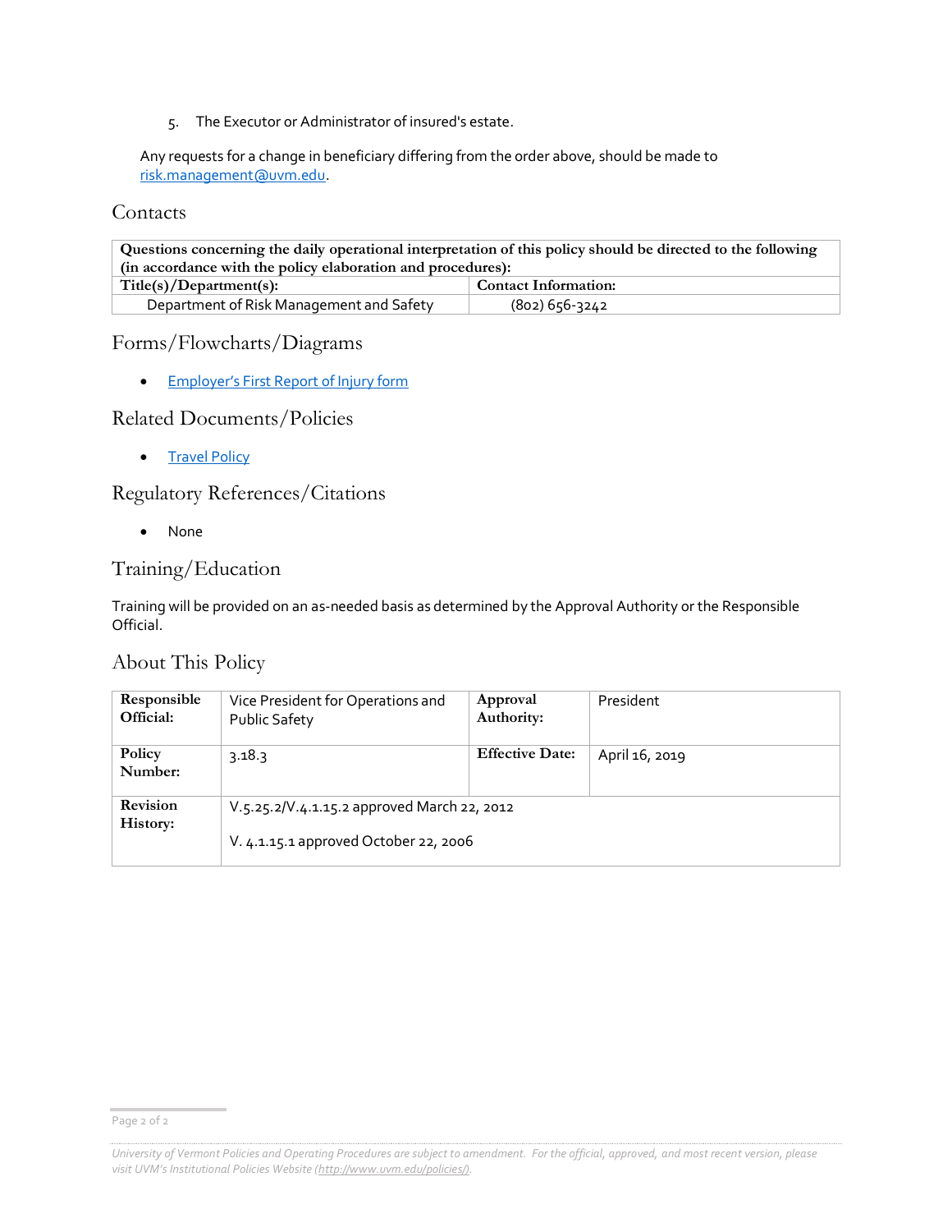5. The Executor or Administrator of insured's estate.

Any requests for a change in beneficiary differing from the order above, should be made to [risk.management@uvm.edu](mailto:risk.management@uvm.edu).

## Contacts

| Questions concerning the daily operational interpretation of this policy should be directed to the following (in accordance with the policy elaboration and procedures): | |
|---|---|
| **Title(s)/Department(s):** | **Contact Information:** |
| Department of Risk Management and Safety | (802) 656-3242 |

## Forms/Flowcharts/Diagrams

- Employer's First Report of Injury form

## Related Documents/Policies

- Travel Policy

## Regulatory References/Citations

- None

## Training/Education

Training will be provided on an as-needed basis as determined by the Approval Authority or the Responsible Official.

## About This Policy

| | | | |
|---|---|---|---|
| **Responsible Official:** | Vice President for Operations and Public Safety | **Approval Authority:** | President |
| **Policy Number:** | 3.18.3 | **Effective Date:** | April 16, 2019 |
| **Revision History:** | V.5.25.2/V.4.1.15.2 approved March 22, 2012<br>V. 4.1.15.1 approved October 22, 2006 | | |

*University of Vermont Policies and Operating Procedures are subject to amendment. For the official, approved, and most recent version, please visit UVM's Institutional Policies Website (http://www.uvm.edu/policies/).*